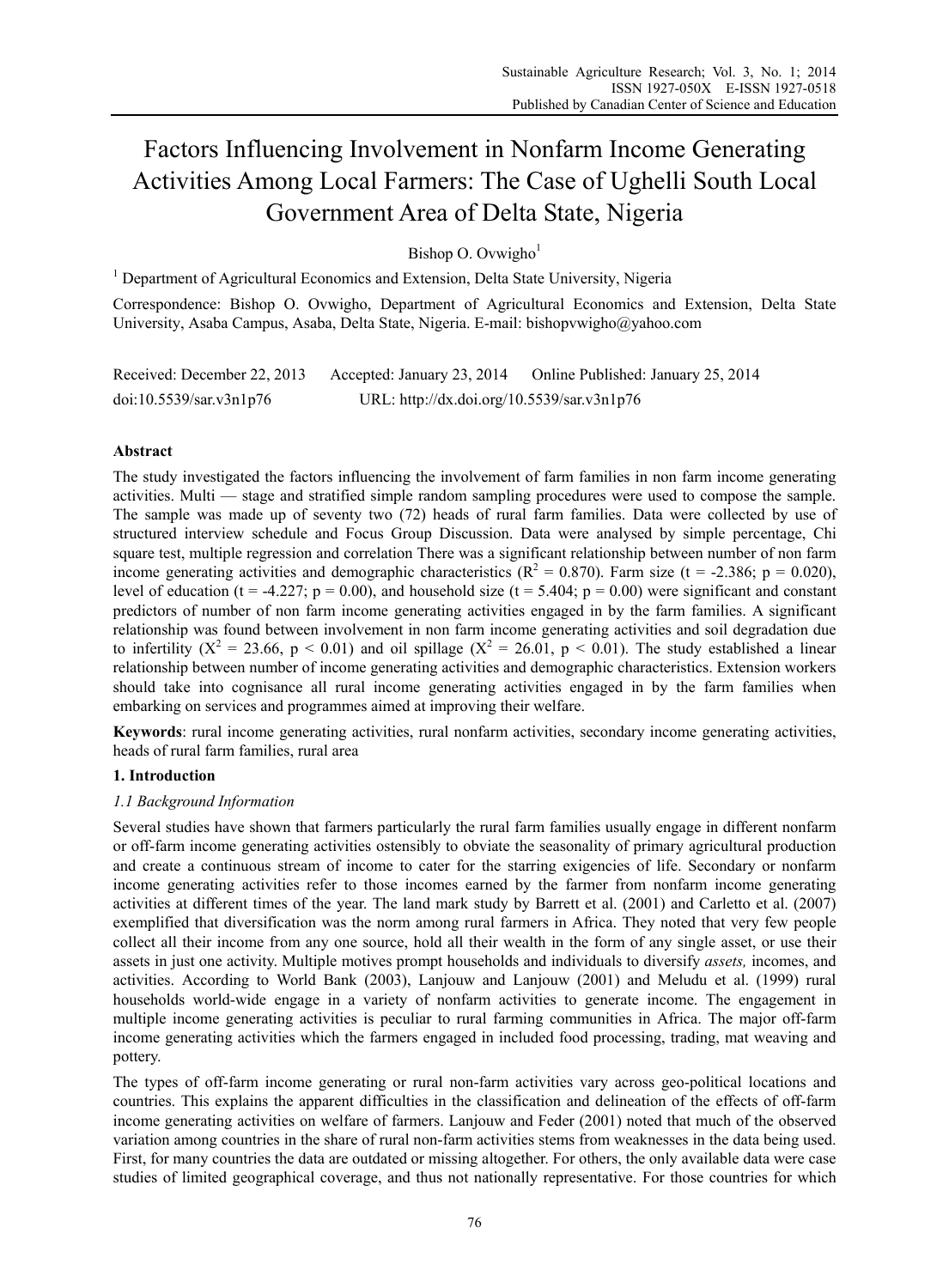# Factors Influencing Involvement in Nonfarm Income Generating Activities Among Local Farmers: The Case of Ughelli South Local Government Area of Delta State, Nigeria

Bishop O. Ovwigho[1]

[1] Department of Agricultural Economics and Extension, Delta State University, Nigeria

Correspondence: Bishop O. Ovwigho, Department of Agricultural Economics and Extension, Delta State University, Asaba Campus, Asaba, Delta State, Nigeria. E-mail: bishopvwigho@yahoo.com

Received: December 22, 2013 Accepted: January 23, 2014 Online Published: January 25, 2014

doi:10.5539/sar.v3n1p76 URL: http://dx.doi.org/10.5539/sar.v3n1p76

## Abstract

The study investigated the factors influencing the involvement of farm families in non farm income generating activities. Multi — stage and stratified simple random sampling procedures were used to compose the sample. The sample was made up of seventy two (72) heads of rural farm families. Data were collected by use of structured interview schedule and Focus Group Discussion. Data were analysed by simple percentage, Chi square test, multiple regression and correlation There was a significant relationship between number of non farm income generating activities and demographic characteristics ($R^2 = 0.870$). Farm size ($t = -2.386$; $p = 0.020$), level of education ($t = -4.227$; $p = 0.00$), and household size ($t = 5.404$; $p = 0.00$) were significant and constant predictors of number of non farm income generating activities engaged in by the farm families. A significant relationship was found between involvement in non farm income generating activities and soil degradation due to infertility ($X^2 = 23.66$, $p < 0.01$) and oil spillage ($X^2 = 26.01$, $p < 0.01$). The study established a linear relationship between number of income generating activities and demographic characteristics. Extension workers should take into cognisance all rural income generating activities engaged in by the farm families when embarking on services and programmes aimed at improving their welfare.

**Keywords**: rural income generating activities, rural nonfarm activities, secondary income generating activities, heads of rural farm families, rural area

## 1. Introduction

### *1.1 Background Information*

Several studies have shown that farmers particularly the rural farm families usually engage in different nonfarm or off-farm income generating activities ostensibly to obviate the seasonality of primary agricultural production and create a continuous stream of income to cater for the starring exigencies of life. Secondary or nonfarm income generating activities refer to those incomes earned by the farmer from nonfarm income generating activities at different times of the year. The land mark study by Barrett et al. (2001) and Carletto et al. (2007) exemplified that diversification was the norm among rural farmers in Africa. They noted that very few people collect all their income from any one source, hold all their wealth in the form of any single asset, or use their assets in just one activity. Multiple motives prompt households and individuals to diversify *assets,* incomes, and activities. According to World Bank (2003), Lanjouw and Lanjouw (2001) and Meludu et al. (1999) rural households world-wide engage in a variety of nonfarm activities to generate income. The engagement in multiple income generating activities is peculiar to rural farming communities in Africa. The major off-farm income generating activities which the farmers engaged in included food processing, trading, mat weaving and pottery.

The types of off-farm income generating or rural non-farm activities vary across geo-political locations and countries. This explains the apparent difficulties in the classification and delineation of the effects of off-farm income generating activities on welfare of farmers. Lanjouw and Feder (2001) noted that much of the observed variation among countries in the share of rural non-farm activities stems from weaknesses in the data being used. First, for many countries the data are outdated or missing altogether. For others, the only available data were case studies of limited geographical coverage, and thus not nationally representative. For those countries for which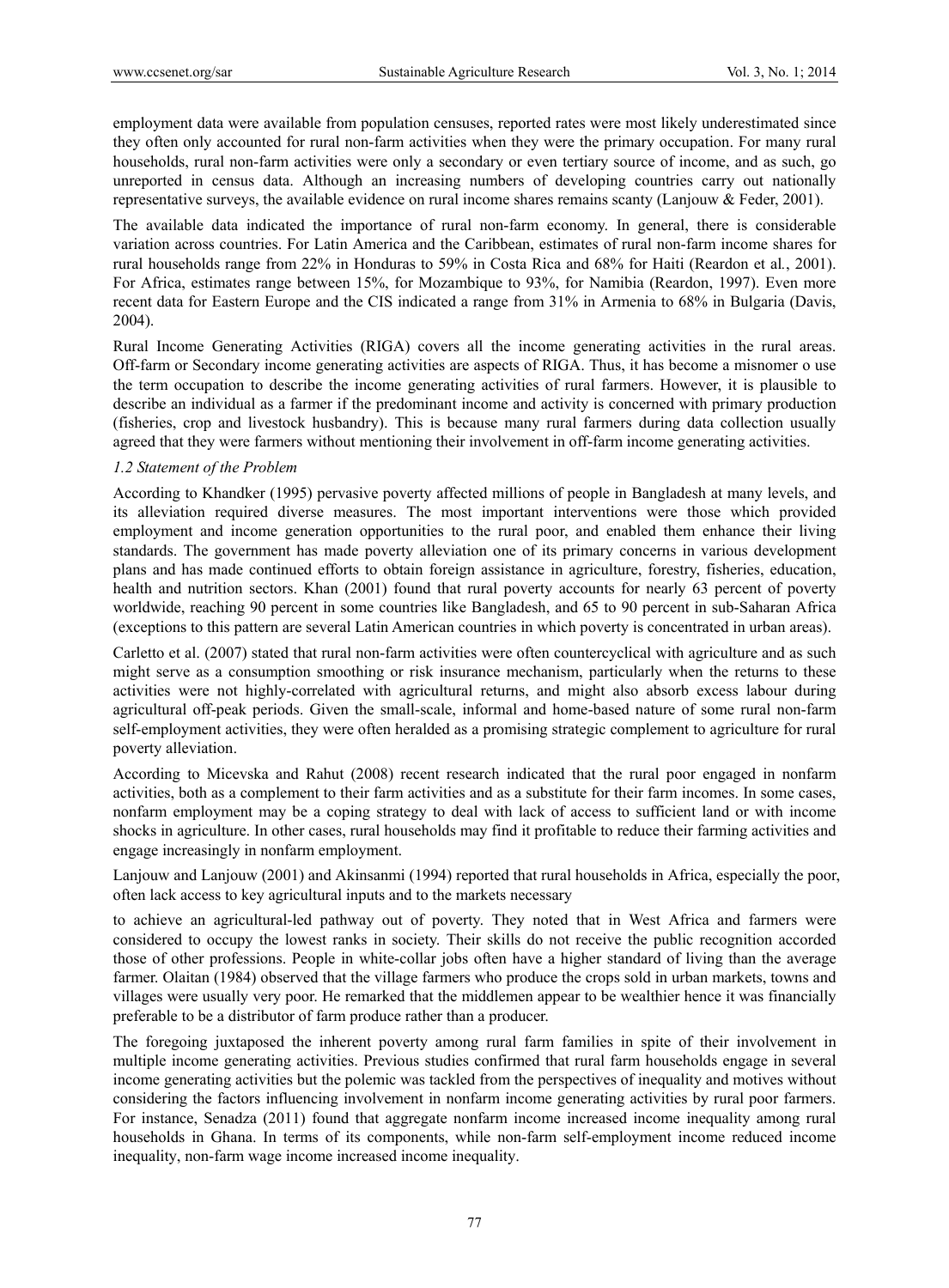employment data were available from population censuses, reported rates were most likely underestimated since they often only accounted for rural non-farm activities when they were the primary occupation. For many rural households, rural non-farm activities were only a secondary or even tertiary source of income, and as such, go unreported in census data. Although an increasing numbers of developing countries carry out nationally representative surveys, the available evidence on rural income shares remains scanty (Lanjouw & Feder, 2001).

The available data indicated the importance of rural non-farm economy. In general, there is considerable variation across countries. For Latin America and the Caribbean, estimates of rural non-farm income shares for rural households range from 22% in Honduras to 59% in Costa Rica and 68% for Haiti (Reardon et al*.*, 2001). For Africa, estimates range between 15%, for Mozambique to 93%, for Namibia (Reardon, 1997). Even more recent data for Eastern Europe and the CIS indicated a range from 31% in Armenia to 68% in Bulgaria (Davis, 2004).

Rural Income Generating Activities (RIGA) covers all the income generating activities in the rural areas. Off-farm or Secondary income generating activities are aspects of RIGA. Thus, it has become a misnomer o use the term occupation to describe the income generating activities of rural farmers. However, it is plausible to describe an individual as a farmer if the predominant income and activity is concerned with primary production (fisheries, crop and livestock husbandry). This is because many rural farmers during data collection usually agreed that they were farmers without mentioning their involvement in off-farm income generating activities.

*1.2 Statement of the Problem*

According to Khandker (1995) pervasive poverty affected millions of people in Bangladesh at many levels, and its alleviation required diverse measures. The most important interventions were those which provided employment and income generation opportunities to the rural poor, and enabled them enhance their living standards. The government has made poverty alleviation one of its primary concerns in various development plans and has made continued efforts to obtain foreign assistance in agriculture, forestry, fisheries, education, health and nutrition sectors. Khan (2001) found that rural poverty accounts for nearly 63 percent of poverty worldwide, reaching 90 percent in some countries like Bangladesh, and 65 to 90 percent in sub-Saharan Africa (exceptions to this pattern are several Latin American countries in which poverty is concentrated in urban areas).

Carletto et al. (2007) stated that rural non-farm activities were often countercyclical with agriculture and as such might serve as a consumption smoothing or risk insurance mechanism, particularly when the returns to these activities were not highly-correlated with agricultural returns, and might also absorb excess labour during agricultural off-peak periods. Given the small-scale, informal and home-based nature of some rural non-farm self-employment activities, they were often heralded as a promising strategic complement to agriculture for rural poverty alleviation.

According to Micevska and Rahut (2008) recent research indicated that the rural poor engaged in nonfarm activities, both as a complement to their farm activities and as a substitute for their farm incomes. In some cases, nonfarm employment may be a coping strategy to deal with lack of access to sufficient land or with income shocks in agriculture. In other cases, rural households may find it profitable to reduce their farming activities and engage increasingly in nonfarm employment.

Lanjouw and Lanjouw (2001) and Akinsanmi (1994) reported that rural households in Africa, especially the poor, often lack access to key agricultural inputs and to the markets necessary

to achieve an agricultural-led pathway out of poverty. They noted that in West Africa and farmers were considered to occupy the lowest ranks in society. Their skills do not receive the public recognition accorded those of other professions. People in white-collar jobs often have a higher standard of living than the average farmer. Olaitan (1984) observed that the village farmers who produce the crops sold in urban markets, towns and villages were usually very poor. He remarked that the middlemen appear to be wealthier hence it was financially preferable to be a distributor of farm produce rather than a producer.

The foregoing juxtaposed the inherent poverty among rural farm families in spite of their involvement in multiple income generating activities. Previous studies confirmed that rural farm households engage in several income generating activities but the polemic was tackled from the perspectives of inequality and motives without considering the factors influencing involvement in nonfarm income generating activities by rural poor farmers. For instance, Senadza (2011) found that aggregate nonfarm income increased income inequality among rural households in Ghana. In terms of its components, while non-farm self-employment income reduced income inequality, non-farm wage income increased income inequality.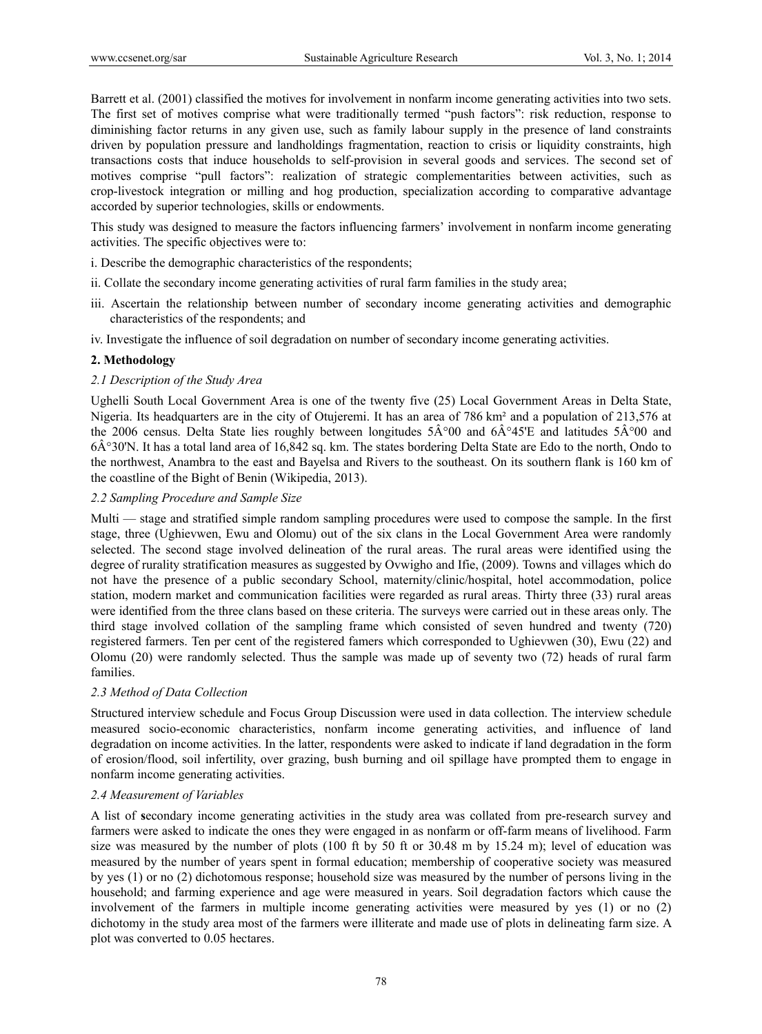Barrett et al. (2001) classified the motives for involvement in nonfarm income generating activities into two sets. The first set of motives comprise what were traditionally termed "push factors": risk reduction, response to diminishing factor returns in any given use, such as family labour supply in the presence of land constraints driven by population pressure and landholdings fragmentation, reaction to crisis or liquidity constraints, high transactions costs that induce households to self-provision in several goods and services. The second set of motives comprise "pull factors": realization of strategic complementarities between activities, such as crop-livestock integration or milling and hog production, specialization according to comparative advantage accorded by superior technologies, skills or endowments.

This study was designed to measure the factors influencing farmers' involvement in nonfarm income generating activities. The specific objectives were to:

i. Describe the demographic characteristics of the respondents;

ii. Collate the secondary income generating activities of rural farm families in the study area;

iii. Ascertain the relationship between number of secondary income generating activities and demographic characteristics of the respondents; and

iv. Investigate the influence of soil degradation on number of secondary income generating activities.

## 2. Methodology

### *2.1 Description of the Study Area*

Ughelli South Local Government Area is one of the twenty five (25) Local Government Areas in Delta State, Nigeria. Its headquarters are in the city of Otujeremi. It has an area of 786 km² and a population of 213,576 at the 2006 census. Delta State lies roughly between longitudes 5Â°00 and 6Â°45'E and latitudes 5Â°00 and 6Â°30'N. It has a total land area of 16,842 sq. km. The states bordering Delta State are Edo to the north, Ondo to the northwest, Anambra to the east and Bayelsa and Rivers to the southeast. On its southern flank is 160 km of the coastline of the Bight of Benin (Wikipedia, 2013).

### *2.2 Sampling Procedure and Sample Size*

Multi — stage and stratified simple random sampling procedures were used to compose the sample. In the first stage, three (Ughievwen, Ewu and Olomu) out of the six clans in the Local Government Area were randomly selected. The second stage involved delineation of the rural areas. The rural areas were identified using the degree of rurality stratification measures as suggested by Ovwigho and Ifie, (2009). Towns and villages which do not have the presence of a public secondary School, maternity/clinic/hospital, hotel accommodation, police station, modern market and communication facilities were regarded as rural areas. Thirty three (33) rural areas were identified from the three clans based on these criteria. The surveys were carried out in these areas only. The third stage involved collation of the sampling frame which consisted of seven hundred and twenty (720) registered farmers. Ten per cent of the registered famers which corresponded to Ughievwen (30), Ewu (22) and Olomu (20) were randomly selected. Thus the sample was made up of seventy two (72) heads of rural farm families.

### *2.3 Method of Data Collection*

Structured interview schedule and Focus Group Discussion were used in data collection. The interview schedule measured socio-economic characteristics, nonfarm income generating activities, and influence of land degradation on income activities. In the latter, respondents were asked to indicate if land degradation in the form of erosion/flood, soil infertility, over grazing, bush burning and oil spillage have prompted them to engage in nonfarm income generating activities.

### *2.4 Measurement of Variables*

A list of **s**econdary income generating activities in the study area was collated from pre-research survey and farmers were asked to indicate the ones they were engaged in as nonfarm or off-farm means of livelihood. Farm size was measured by the number of plots (100 ft by 50 ft or 30.48 m by 15.24 m); level of education was measured by the number of years spent in formal education; membership of cooperative society was measured by yes (1) or no (2) dichotomous response; household size was measured by the number of persons living in the household; and farming experience and age were measured in years. Soil degradation factors which cause the involvement of the farmers in multiple income generating activities were measured by yes (1) or no (2) dichotomy in the study area most of the farmers were illiterate and made use of plots in delineating farm size. A plot was converted to 0.05 hectares.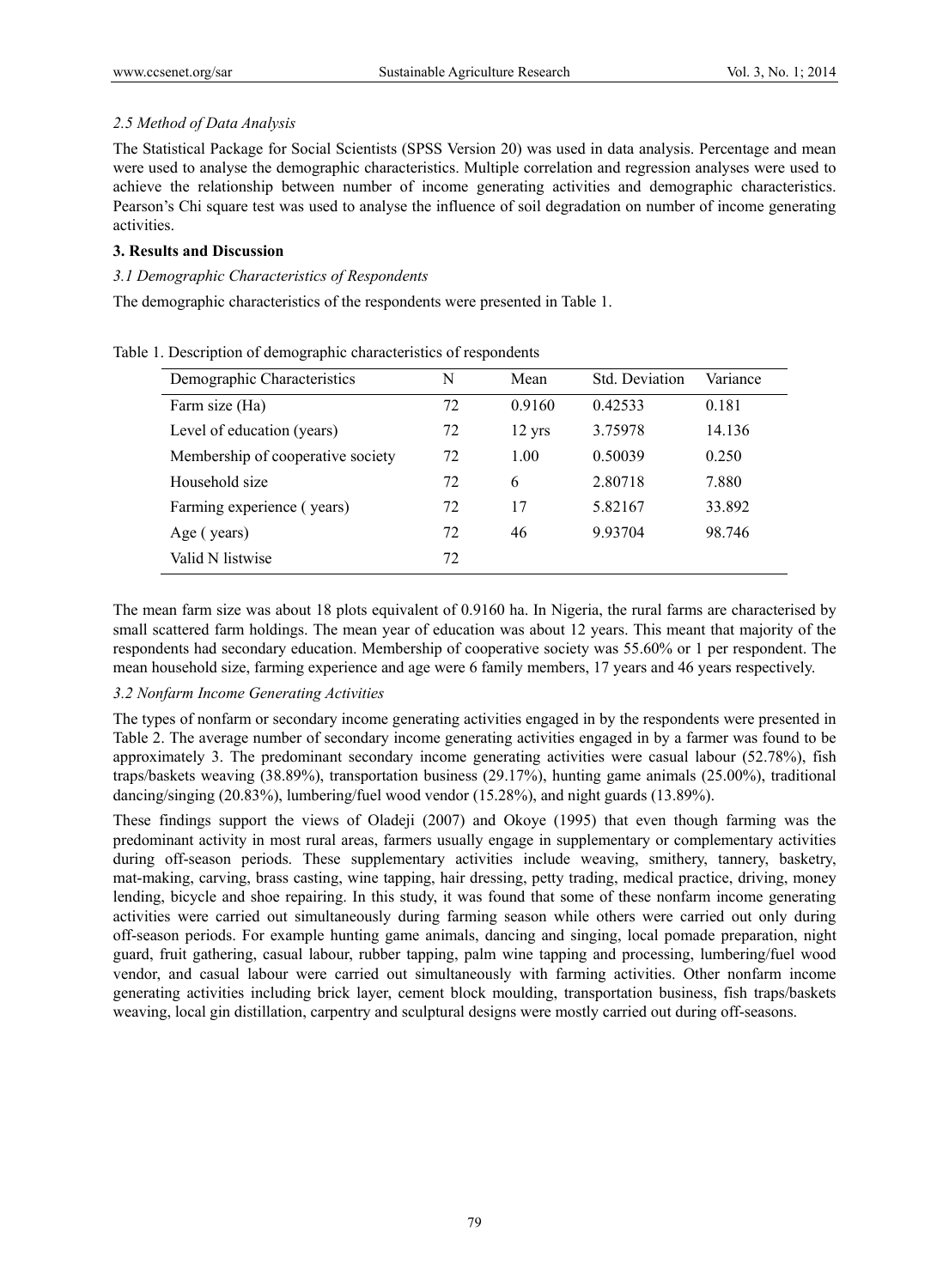### *2.5 Method of Data Analysis*

The Statistical Package for Social Scientists (SPSS Version 20) was used in data analysis. Percentage and mean were used to analyse the demographic characteristics. Multiple correlation and regression analyses were used to achieve the relationship between number of income generating activities and demographic characteristics. Pearson's Chi square test was used to analyse the influence of soil degradation on number of income generating activities.

## 3. Results and Discussion

### *3.1 Demographic Characteristics of Respondents*

The demographic characteristics of the respondents were presented in Table 1.

Table 1. Description of demographic characteristics of respondents

| Demographic Characteristics | N | Mean | Std. Deviation | Variance |
|---|---|---|---|---|
| Farm size (Ha) | 72 | 0.9160 | 0.42533 | 0.181 |
| Level of education (years) | 72 | 12 yrs | 3.75978 | 14.136 |
| Membership of cooperative society | 72 | 1.00 | 0.50039 | 0.250 |
| Household size | 72 | 6 | 2.80718 | 7.880 |
| Farming experience ( years) | 72 | 17 | 5.82167 | 33.892 |
| Age ( years) | 72 | 46 | 9.93704 | 98.746 |
| Valid N listwise | 72 | | | |

The mean farm size was about 18 plots equivalent of 0.9160 ha. In Nigeria, the rural farms are characterised by small scattered farm holdings. The mean year of education was about 12 years. This meant that majority of the respondents had secondary education. Membership of cooperative society was 55.60% or 1 per respondent. The mean household size, farming experience and age were 6 family members, 17 years and 46 years respectively.

### *3.2 Nonfarm Income Generating Activities*

The types of nonfarm or secondary income generating activities engaged in by the respondents were presented in Table 2. The average number of secondary income generating activities engaged in by a farmer was found to be approximately 3. The predominant secondary income generating activities were casual labour (52.78%), fish traps/baskets weaving (38.89%), transportation business (29.17%), hunting game animals (25.00%), traditional dancing/singing (20.83%), lumbering/fuel wood vendor (15.28%), and night guards (13.89%).

These findings support the views of Oladeji (2007) and Okoye (1995) that even though farming was the predominant activity in most rural areas, farmers usually engage in supplementary or complementary activities during off-season periods. These supplementary activities include weaving, smithery, tannery, basketry, mat-making, carving, brass casting, wine tapping, hair dressing, petty trading, medical practice, driving, money lending, bicycle and shoe repairing. In this study, it was found that some of these nonfarm income generating activities were carried out simultaneously during farming season while others were carried out only during off-season periods. For example hunting game animals, dancing and singing, local pomade preparation, night guard, fruit gathering, casual labour, rubber tapping, palm wine tapping and processing, lumbering/fuel wood vendor, and casual labour were carried out simultaneously with farming activities. Other nonfarm income generating activities including brick layer, cement block moulding, transportation business, fish traps/baskets weaving, local gin distillation, carpentry and sculptural designs were mostly carried out during off-seasons.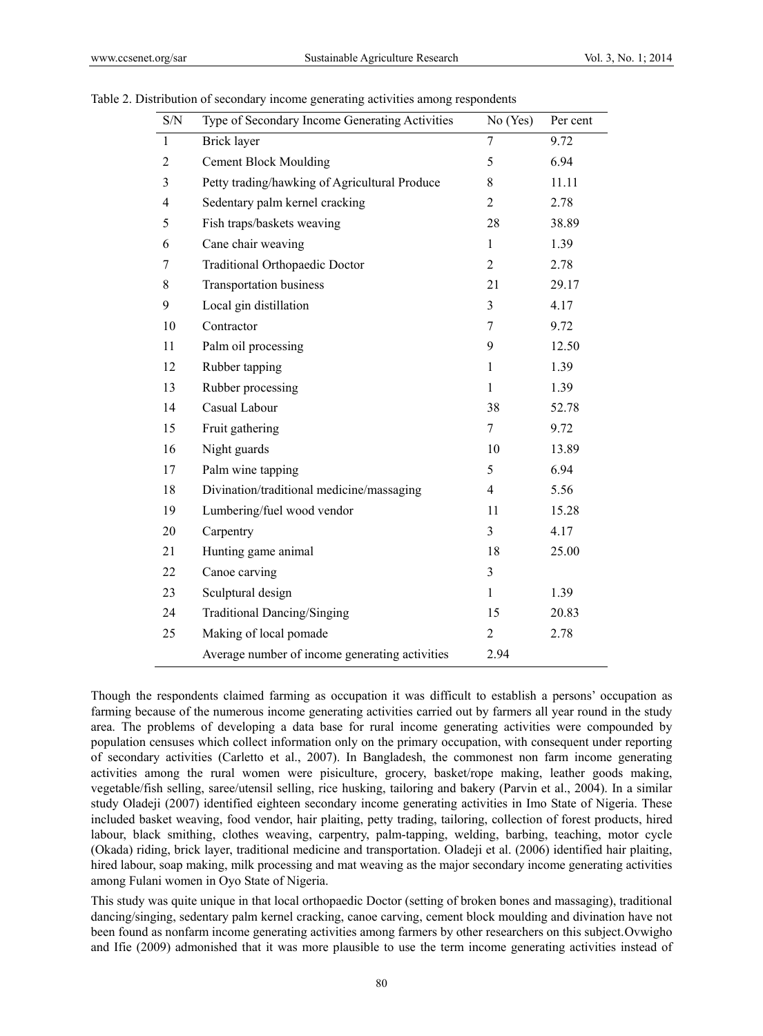Table 2. Distribution of secondary income generating activities among respondents

| S/N | Type of Secondary Income Generating Activities | No (Yes) | Per cent |
|---|---|---|---|
| 1 | Brick layer | 7 | 9.72 |
| 2 | Cement Block Moulding | 5 | 6.94 |
| 3 | Petty trading/hawking of Agricultural Produce | 8 | 11.11 |
| 4 | Sedentary palm kernel cracking | 2 | 2.78 |
| 5 | Fish traps/baskets weaving | 28 | 38.89 |
| 6 | Cane chair weaving | 1 | 1.39 |
| 7 | Traditional Orthopaedic Doctor | 2 | 2.78 |
| 8 | Transportation business | 21 | 29.17 |
| 9 | Local gin distillation | 3 | 4.17 |
| 10 | Contractor | 7 | 9.72 |
| 11 | Palm oil processing | 9 | 12.50 |
| 12 | Rubber tapping | 1 | 1.39 |
| 13 | Rubber processing | 1 | 1.39 |
| 14 | Casual Labour | 38 | 52.78 |
| 15 | Fruit gathering | 7 | 9.72 |
| 16 | Night guards | 10 | 13.89 |
| 17 | Palm wine tapping | 5 | 6.94 |
| 18 | Divination/traditional medicine/massaging | 4 | 5.56 |
| 19 | Lumbering/fuel wood vendor | 11 | 15.28 |
| 20 | Carpentry | 3 | 4.17 |
| 21 | Hunting game animal | 18 | 25.00 |
| 22 | Canoe carving | 3 | |
| 23 | Sculptural design | 1 | 1.39 |
| 24 | Traditional Dancing/Singing | 15 | 20.83 |
| 25 | Making of local pomade | 2 | 2.78 |
| | Average number of income generating activities | 2.94 | |

Though the respondents claimed farming as occupation it was difficult to establish a persons' occupation as farming because of the numerous income generating activities carried out by farmers all year round in the study area. The problems of developing a data base for rural income generating activities were compounded by population censuses which collect information only on the primary occupation, with consequent under reporting of secondary activities (Carletto et al., 2007). In Bangladesh, the commonest non farm income generating activities among the rural women were pisiculture, grocery, basket/rope making, leather goods making, vegetable/fish selling, saree/utensil selling, rice husking, tailoring and bakery (Parvin et al., 2004). In a similar study Oladeji (2007) identified eighteen secondary income generating activities in Imo State of Nigeria. These included basket weaving, food vendor, hair plaiting, petty trading, tailoring, collection of forest products, hired labour, black smithing, clothes weaving, carpentry, palm-tapping, welding, barbing, teaching, motor cycle (Okada) riding, brick layer, traditional medicine and transportation. Oladeji et al. (2006) identified hair plaiting, hired labour, soap making, milk processing and mat weaving as the major secondary income generating activities among Fulani women in Oyo State of Nigeria.

This study was quite unique in that local orthopaedic Doctor (setting of broken bones and massaging), traditional dancing/singing, sedentary palm kernel cracking, canoe carving, cement block moulding and divination have not been found as nonfarm income generating activities among farmers by other researchers on this subject.Ovwigho and Ifie (2009) admonished that it was more plausible to use the term income generating activities instead of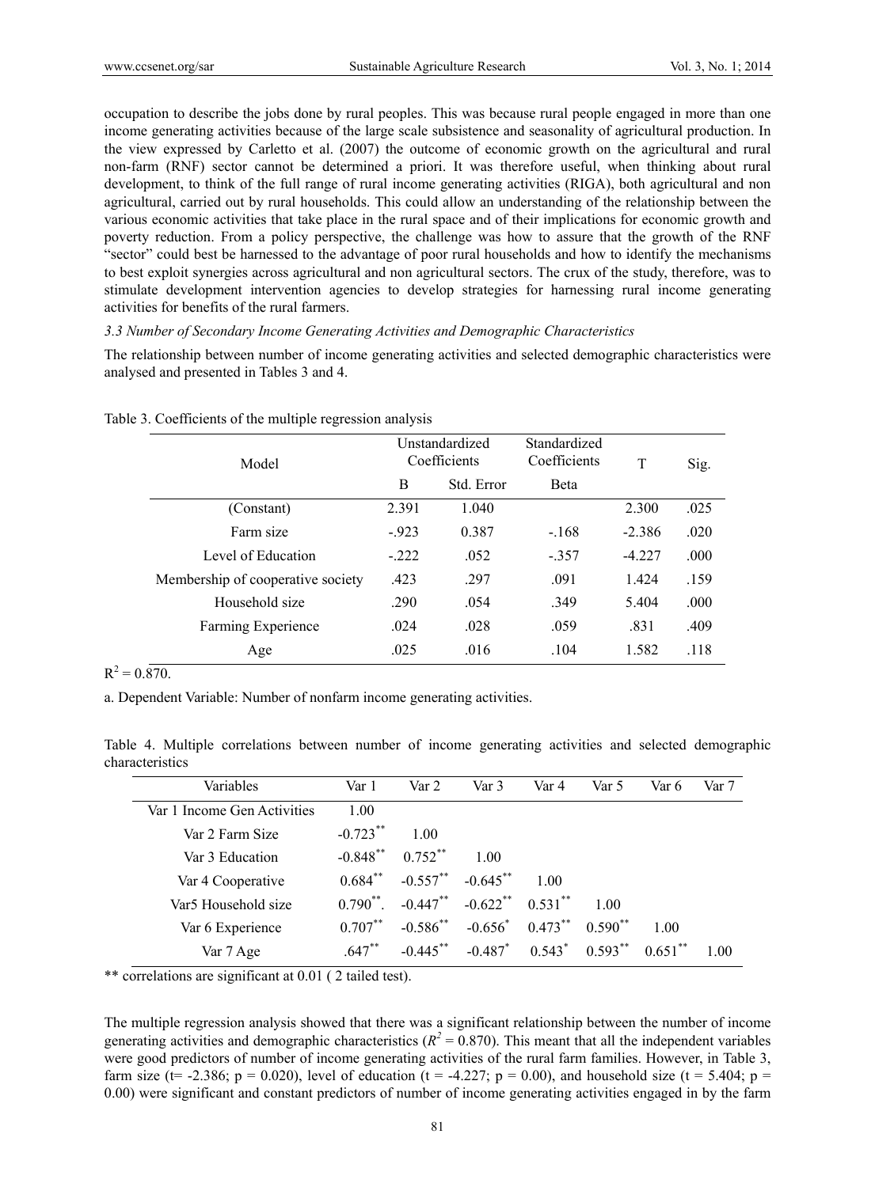occupation to describe the jobs done by rural peoples. This was because rural people engaged in more than one income generating activities because of the large scale subsistence and seasonality of agricultural production. In the view expressed by Carletto et al. (2007) the outcome of economic growth on the agricultural and rural non-farm (RNF) sector cannot be determined a priori. It was therefore useful, when thinking about rural development, to think of the full range of rural income generating activities (RIGA), both agricultural and non agricultural, carried out by rural households. This could allow an understanding of the relationship between the various economic activities that take place in the rural space and of their implications for economic growth and poverty reduction. From a policy perspective, the challenge was how to assure that the growth of the RNF "sector" could best be harnessed to the advantage of poor rural households and how to identify the mechanisms to best exploit synergies across agricultural and non agricultural sectors. The crux of the study, therefore, was to stimulate development intervention agencies to develop strategies for harnessing rural income generating activities for benefits of the rural farmers.

### *3.3 Number of Secondary Income Generating Activities and Demographic Characteristics*

The relationship between number of income generating activities and selected demographic characteristics were analysed and presented in Tables 3 and 4.

Table 3. Coefficients of the multiple regression analysis

| Model | Unstandardized Coefficients | | Standardized Coefficients | T | Sig. |
|---|---|---|---|---|---|
| | B | Std. Error | Beta | | |
| (Constant) | 2.391 | 1.040 | | 2.300 | .025 |
| Farm size | -.923 | 0.387 | -.168 | -2.386 | .020 |
| Level of Education | -.222 | .052 | -.357 | -4.227 | .000 |
| Membership of cooperative society | .423 | .297 | .091 | 1.424 | .159 |
| Household size | .290 | .054 | .349 | 5.404 | .000 |
| Farming Experience | .024 | .028 | .059 | .831 | .409 |
| Age | .025 | .016 | .104 | 1.582 | .118 |

$R^2 = 0.870$.

a. Dependent Variable: Number of nonfarm income generating activities.

Table 4. Multiple correlations between number of income generating activities and selected demographic characteristics

| Variables | Var 1 | Var 2 | Var 3 | Var 4 | Var 5 | Var 6 | Var 7 |
|---|---|---|---|---|---|---|---|
| Var 1 Income Gen Activities | 1.00 | | | | | | |
| Var 2 Farm Size | -0.723** | 1.00 | | | | | |
| Var 3 Education | -0.848** | 0.752** | 1.00 | | | | |
| Var 4 Cooperative | 0.684** | -0.557** | -0.645** | 1.00 | | | |
| Var5 Household size | 0.790**. | -0.447** | -0.622** | 0.531** | 1.00 | | |
| Var 6 Experience | 0.707** | -0.586** | -0.656* | 0.473** | 0.590** | 1.00 | |
| Var 7 Age | .647** | -0.445** | -0.487* | 0.543* | 0.593** | 0.651** | 1.00 |

** correlations are significant at 0.01 ( 2 tailed test).

The multiple regression analysis showed that there was a significant relationship between the number of income generating activities and demographic characteristics ($R^2 = 0.870$). This meant that all the independent variables were good predictors of number of income generating activities of the rural farm families. However, in Table 3, farm size ($t = -2.386$; $p = 0.020$), level of education ($t = -4.227$; $p = 0.00$), and household size ($t = 5.404$; $p = 0.00$) were significant and constant predictors of number of income generating activities engaged in by the farm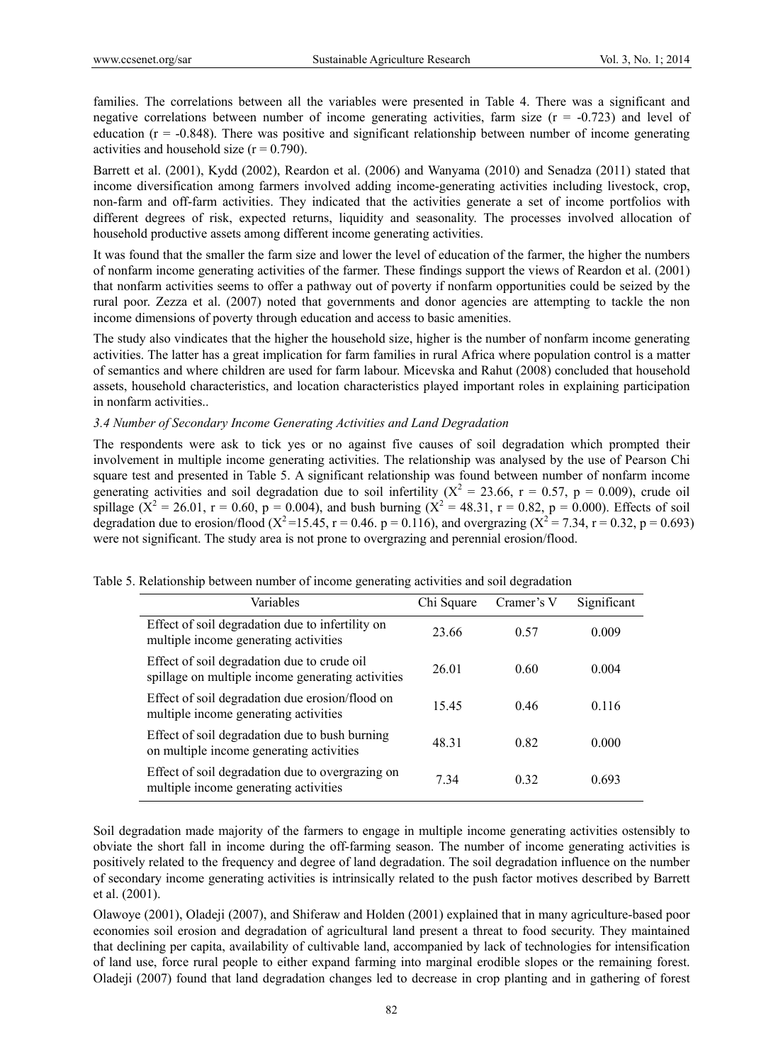families. The correlations between all the variables were presented in Table 4. There was a significant and negative correlations between number of income generating activities, farm size ($r = -0.723$) and level of education ($r = -0.848$). There was positive and significant relationship between number of income generating activities and household size ($r = 0.790$).

Barrett et al. (2001), Kydd (2002), Reardon et al. (2006) and Wanyama (2010) and Senadza (2011) stated that income diversification among farmers involved adding income-generating activities including livestock, crop, non-farm and off-farm activities. They indicated that the activities generate a set of income portfolios with different degrees of risk, expected returns, liquidity and seasonality. The processes involved allocation of household productive assets among different income generating activities.

It was found that the smaller the farm size and lower the level of education of the farmer, the higher the numbers of nonfarm income generating activities of the farmer. These findings support the views of Reardon et al. (2001) that nonfarm activities seems to offer a pathway out of poverty if nonfarm opportunities could be seized by the rural poor. Zezza et al. (2007) noted that governments and donor agencies are attempting to tackle the non income dimensions of poverty through education and access to basic amenities.

The study also vindicates that the higher the household size, higher is the number of nonfarm income generating activities. The latter has a great implication for farm families in rural Africa where population control is a matter of semantics and where children are used for farm labour. Micevska and Rahut (2008) concluded that household assets, household characteristics, and location characteristics played important roles in explaining participation in nonfarm activities..

### *3.4 Number of Secondary Income Generating Activities and Land Degradation*

The respondents were ask to tick yes or no against five causes of soil degradation which prompted their involvement in multiple income generating activities. The relationship was analysed by the use of Pearson Chi square test and presented in Table 5. A significant relationship was found between number of nonfarm income generating activities and soil degradation due to soil infertility ($X^2 = 23.66$, $r = 0.57$, $p = 0.009$), crude oil spillage ($X^2 = 26.01$, $r = 0.60$, $p = 0.004$), and bush burning ($X^2 = 48.31$, $r = 0.82$, $p = 0.000$). Effects of soil degradation due to erosion/flood ($X^2 =15.45$, $r = 0.46$. $p = 0.116$), and overgrazing ($X^2 = 7.34$, $r = 0.32$, $p = 0.693$) were not significant. The study area is not prone to overgrazing and perennial erosion/flood.

Table 5. Relationship between number of income generating activities and soil degradation

| Variables | Chi Square | Cramer's V | Significant |
|---|---|---|---|
| Effect of soil degradation due to infertility on multiple income generating activities | 23.66 | 0.57 | 0.009 |
| Effect of soil degradation due to crude oil spillage on multiple income generating activities | 26.01 | 0.60 | 0.004 |
| Effect of soil degradation due erosion/flood on multiple income generating activities | 15.45 | 0.46 | 0.116 |
| Effect of soil degradation due to bush burning on multiple income generating activities | 48.31 | 0.82 | 0.000 |
| Effect of soil degradation due to overgrazing on multiple income generating activities | 7.34 | 0.32 | 0.693 |

Soil degradation made majority of the farmers to engage in multiple income generating activities ostensibly to obviate the short fall in income during the off-farming season. The number of income generating activities is positively related to the frequency and degree of land degradation. The soil degradation influence on the number of secondary income generating activities is intrinsically related to the push factor motives described by Barrett et al. (2001).

Olawoye (2001), Oladeji (2007), and Shiferaw and Holden (2001) explained that in many agriculture-based poor economies soil erosion and degradation of agricultural land present a threat to food security. They maintained that declining per capita, availability of cultivable land, accompanied by lack of technologies for intensification of land use, force rural people to either expand farming into marginal erodible slopes or the remaining forest. Oladeji (2007) found that land degradation changes led to decrease in crop planting and in gathering of forest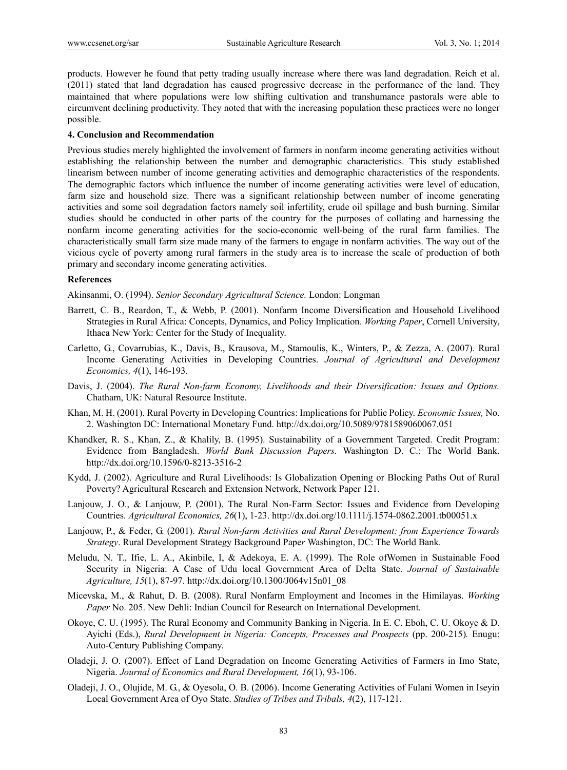products. However he found that petty trading usually increase where there was land degradation. Reich et al. (2011) stated that land degradation has caused progressive decrease in the performance of the land. They maintained that where populations were low shifting cultivation and transhumance pastorals were able to circumvent declining productivity. They noted that with the increasing population these practices were no longer possible.

### 4. Conclusion and Recommendation

Previous studies merely highlighted the involvement of farmers in nonfarm income generating activities without establishing the relationship between the number and demographic characteristics. This study established linearism between number of income generating activities and demographic characteristics of the respondents. The demographic factors which influence the number of income generating activities were level of education, farm size and household size. There was a significant relationship between number of income generating activities and some soil degradation factors namely soil infertility, crude oil spillage and bush burning. Similar studies should be conducted in other parts of the country for the purposes of collating and harnessing the nonfarm income generating activities for the socio-economic well-being of the rural farm families. The characteristically small farm size made many of the farmers to engage in nonfarm activities. The way out of the vicious cycle of poverty among rural farmers in the study area is to increase the scale of production of both primary and secondary income generating activities.

### References

Akinsanmi, O. (1994). *Senior Secondary Agricultural Science.* London: Longman

Barrett, C. B., Reardon, T., & Webb, P. (2001). Nonfarm Income Diversification and Household Livelihood Strategies in Rural Africa: Concepts, Dynamics, and Policy Implication. *Working Paper*, Cornell University, Ithaca New York: Center for the Study of Inequality.

Carletto, G., Covarrubias, K., Davis, B., Krausova, M., Stamoulis, K., Winters, P., & Zezza, A. (2007). Rural Income Generating Activities in Developing Countries. *Journal of Agricultural and Development Economics, 4*(1), 146-193.

Davis, J. (2004). *The Rural Non-farm Economy, Livelihoods and their Diversification: Issues and Options.* Chatham, UK: Natural Resource Institute.

Khan, M. H. (2001). Rural Poverty in Developing Countries: Implications for Public Policy. *Economic Issues,* No. 2. Washington DC: International Monetary Fund. http://dx.doi.org/10.5089/9781589060067.051

Khandker, R. S., Khan, Z., & Khalily, B. (1995). Sustainability of a Government Targeted. Credit Program: Evidence from Bangladesh. *World Bank Discussion Papers.* Washington D. C.: The World Bank. http://dx.doi.org/10.1596/0-8213-3516-2

Kydd, J. (2002). Agriculture and Rural Livelihoods: Is Globalization Opening or Blocking Paths Out of Rural Poverty? Agricultural Research and Extension Network, Network Paper 121.

Lanjouw, J. O., & Lanjouw, P. (2001). The Rural Non-Farm Sector: Issues and Evidence from Developing Countries. *Agricultural Economics, 26*(1), 1-23. http://dx.doi.org/10.1111/j.1574-0862.2001.tb00051.x

Lanjouw, P., & Feder, G. (2001). *Rural Non-farm Activities and Rural Development: from Experience Towards Strategy*. Rural Development Strategy Background Paper Washington, DC: The World Bank.

Meludu, N. T., Ifie, L. A., Akinbile, I, & Adekoya, E. A. (1999). The Role ofWomen in Sustainable Food Security in Nigeria: A Case of Udu local Government Area of Delta State. *Journal of Sustainable Agriculture, 15*(1), 87-97. http://dx.doi.org/10.1300/J064v15n01_08

Micevska, M., & Rahut, D. B. (2008). Rural Nonfarm Employment and Incomes in the Himilayas. *Working Paper* No. 205. New Dehli: Indian Council for Research on International Development.

Okoye, C. U. (1995). The Rural Economy and Community Banking in Nigeria. In E. C. Eboh, C. U. Okoye & D. Ayichi (Eds.), *Rural Development in Nigeria: Concepts, Processes and Prospects* (pp. 200-215)*.* Enugu: Auto-Century Publishing Company.

Oladeji, J. O. (2007). Effect of Land Degradation on Income Generating Activities of Farmers in Imo State, Nigeria. *Journal of Economics and Rural Development, 16*(1), 93-106.

Oladeji, J. O., Olujide, M. G., & Oyesola, O. B. (2006). Income Generating Activities of Fulani Women in Iseyin Local Government Area of Oyo State. *Studies of Tribes and Tribals, 4*(2), 117-121.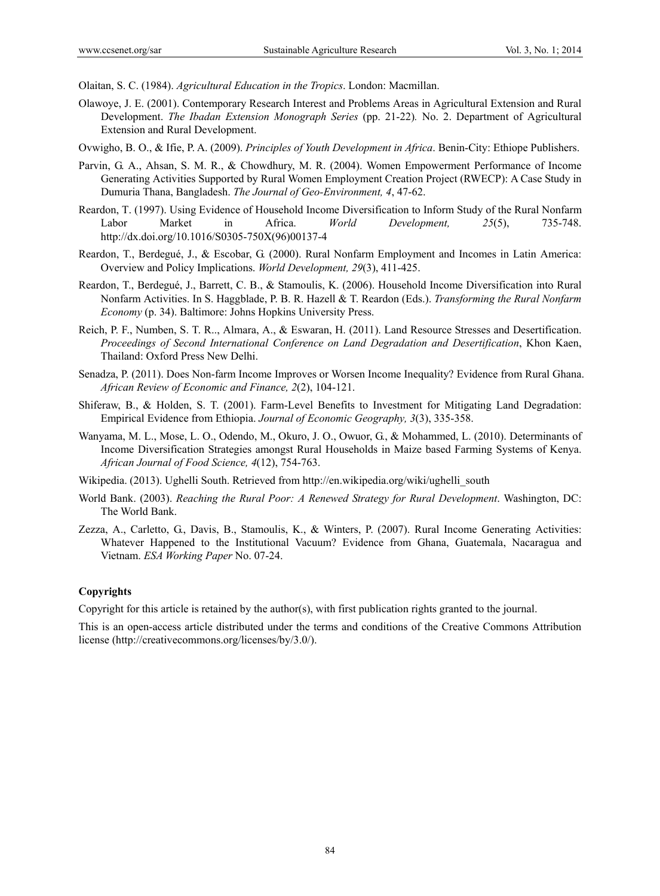Olaitan, S. C. (1984). *Agricultural Education in the Tropics*. London: Macmillan.

Olawoye, J. E. (2001). Contemporary Research Interest and Problems Areas in Agricultural Extension and Rural Development. *The Ibadan Extension Monograph Series* (pp. 21-22). No. 2. Department of Agricultural Extension and Rural Development.

Ovwigho, B. O., & Ifie, P. A. (2009). *Principles of Youth Development in Africa*. Benin-City: Ethiope Publishers.

Parvin, G. A., Ahsan, S. M. R., & Chowdhury, M. R. (2004). Women Empowerment Performance of Income Generating Activities Supported by Rural Women Employment Creation Project (RWECP): A Case Study in Dumuria Thana, Bangladesh. *The Journal of Geo-Environment, 4*, 47-62.

Reardon, T. (1997). Using Evidence of Household Income Diversification to Inform Study of the Rural Nonfarm Labor Market in Africa. *World Development, 25*(5), 735-748. http://dx.doi.org/10.1016/S0305-750X(96)00137-4

Reardon, T., Berdegué, J., & Escobar, G. (2000). Rural Nonfarm Employment and Incomes in Latin America: Overview and Policy Implications. *World Development, 29*(3), 411-425.

Reardon, T., Berdegué, J., Barrett, C. B., & Stamoulis, K. (2006). Household Income Diversification into Rural Nonfarm Activities. In S. Haggblade, P. B. R. Hazell & T. Reardon (Eds.). *Transforming the Rural Nonfarm Economy* (p. 34). Baltimore: Johns Hopkins University Press.

Reich, P. F., Numben, S. T. R.., Almara, A., & Eswaran, H. (2011). Land Resource Stresses and Desertification. *Proceedings of Second International Conference on Land Degradation and Desertification*, Khon Kaen, Thailand: Oxford Press New Delhi.

Senadza, P. (2011). Does Non-farm Income Improves or Worsen Income Inequality? Evidence from Rural Ghana. *African Review of Economic and Finance, 2*(2), 104-121.

Shiferaw, B., & Holden, S. T. (2001). Farm-Level Benefits to Investment for Mitigating Land Degradation: Empirical Evidence from Ethiopia. *Journal of Economic Geography, 3*(3), 335-358.

Wanyama, M. L., Mose, L. O., Odendo, M., Okuro, J. O., Owuor, G., & Mohammed, L. (2010). Determinants of Income Diversification Strategies amongst Rural Households in Maize based Farming Systems of Kenya. *African Journal of Food Science, 4*(12), 754-763.

Wikipedia. (2013). Ughelli South. Retrieved from http://en.wikipedia.org/wiki/ughelli_south

World Bank. (2003). *Reaching the Rural Poor: A Renewed Strategy for Rural Development*. Washington, DC: The World Bank.

Zezza, A., Carletto, G., Davis, B., Stamoulis, K., & Winters, P. (2007). Rural Income Generating Activities: Whatever Happened to the Institutional Vacuum? Evidence from Ghana, Guatemala, Nacaragua and Vietnam. *ESA Working Paper* No. 07-24.

**Copyrights**

Copyright for this article is retained by the author(s), with first publication rights granted to the journal.

This is an open-access article distributed under the terms and conditions of the Creative Commons Attribution license (http://creativecommons.org/licenses/by/3.0/).